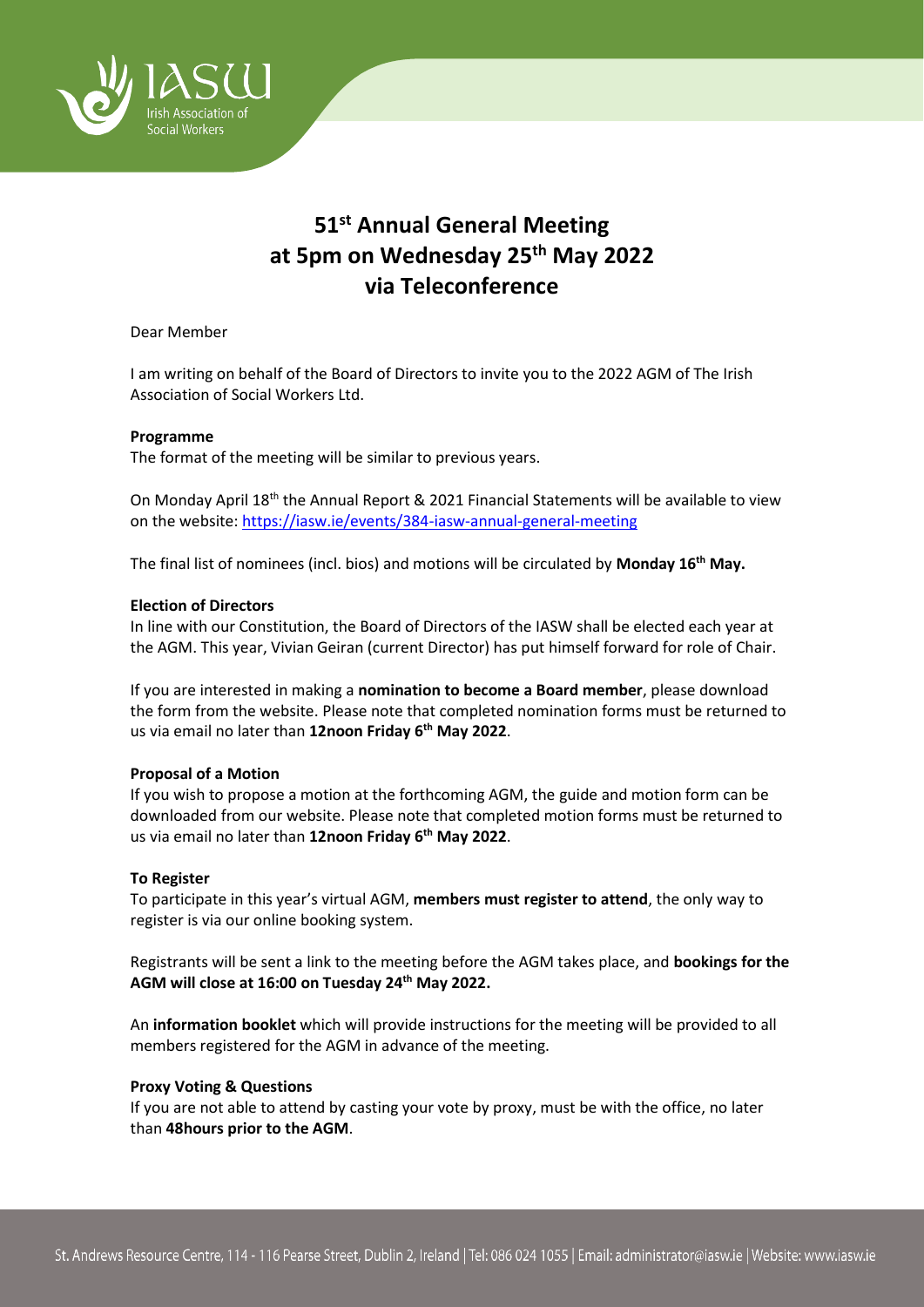# 51st Annual General Meeting at 5pm on Wednesday 25th May 2022 via Teleconference

Dear Member

I am writing on behalf of the Board of Directors to invite you to the 2022 AGM of The Irish Association of Social Workers Ltd.

**Programme**

The format of the meeting will be similar to previous years.

On Monday April 18th the Annual Report & 2021 Financial Statements will be available to view on the website: https://iasw.ie/events/384-iasw-annual-general-meeting

The final list of nominees (incl. bios) and motions will be circulated by **Monday 16th May.**

**Election of Directors**

In line with our Constitution, the Board of Directors of the IASW shall be elected each year at the AGM. This year, Vivian Geiran (current Director) has put himself forward for role of Chair.

If you are interested in making a **nomination to become a Board member**, please download the form from the website. Please note that completed nomination forms must be returned to us via email no later than **12noon Friday 6th May 2022**.

**Proposal of a Motion**

If you wish to propose a motion at the forthcoming AGM, the guide and motion form can be downloaded from our website. Please note that completed motion forms must be returned to us via email no later than **12noon Friday 6th May 2022**.

**To Register**

To participate in this year's virtual AGM, **members must register to attend**, the only way to register is via our online booking system.

Registrants will be sent a link to the meeting before the AGM takes place, and **bookings for the AGM will close at 16:00 on Tuesday 24th May 2022.**

An **information booklet** which will provide instructions for the meeting will be provided to all members registered for the AGM in advance of the meeting.

**Proxy Voting & Questions**

If you are not able to attend by casting your vote by proxy, must be with the office, no later than **48hours prior to the AGM**.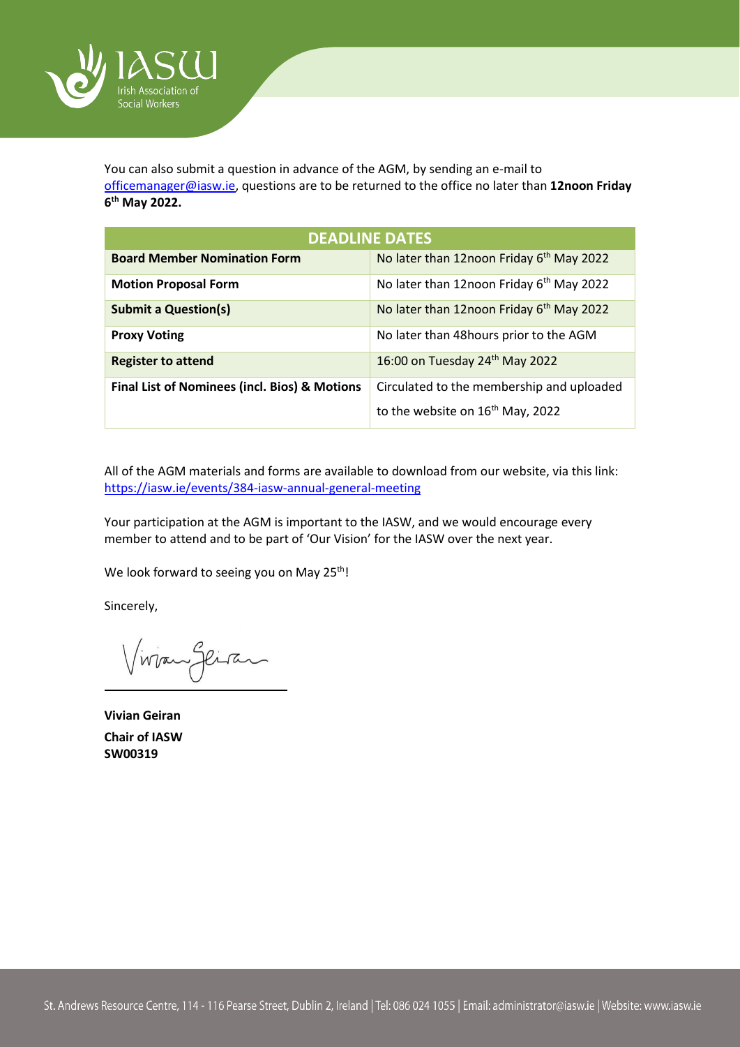You can also submit a question in advance of the AGM, by sending an e-mail to officemanager@iasw.ie, questions are to be returned to the office no later than **12noon Friday 6th May 2022.**

| DEADLINE DATES | |
|---|---|
| **Board Member Nomination Form** | No later than 12noon Friday 6th May 2022 |
| **Motion Proposal Form** | No later than 12noon Friday 6th May 2022 |
| **Submit a Question(s)** | No later than 12noon Friday 6th May 2022 |
| **Proxy Voting** | No later than 48hours prior to the AGM |
| **Register to attend** | 16:00 on Tuesday 24th May 2022 |
| **Final List of Nominees (incl. Bios) & Motions** | Circulated to the membership and uploaded to the website on 16th May, 2022 |

All of the AGM materials and forms are available to download from our website, via this link: https://iasw.ie/events/384-iasw-annual-general-meeting

Your participation at the AGM is important to the IASW, and we would encourage every member to attend and to be part of 'Our Vision' for the IASW over the next year.

We look forward to seeing you on May 25th!

Sincerely,

**Vivian Geiran**
**Chair of IASW**
**SW00319**

St. Andrews Resource Centre, 114 - 116 Pearse Street, Dublin 2, Ireland | Tel: 086 024 1055 | Email: administrator@iasw.ie | Website: www.iasw.ie